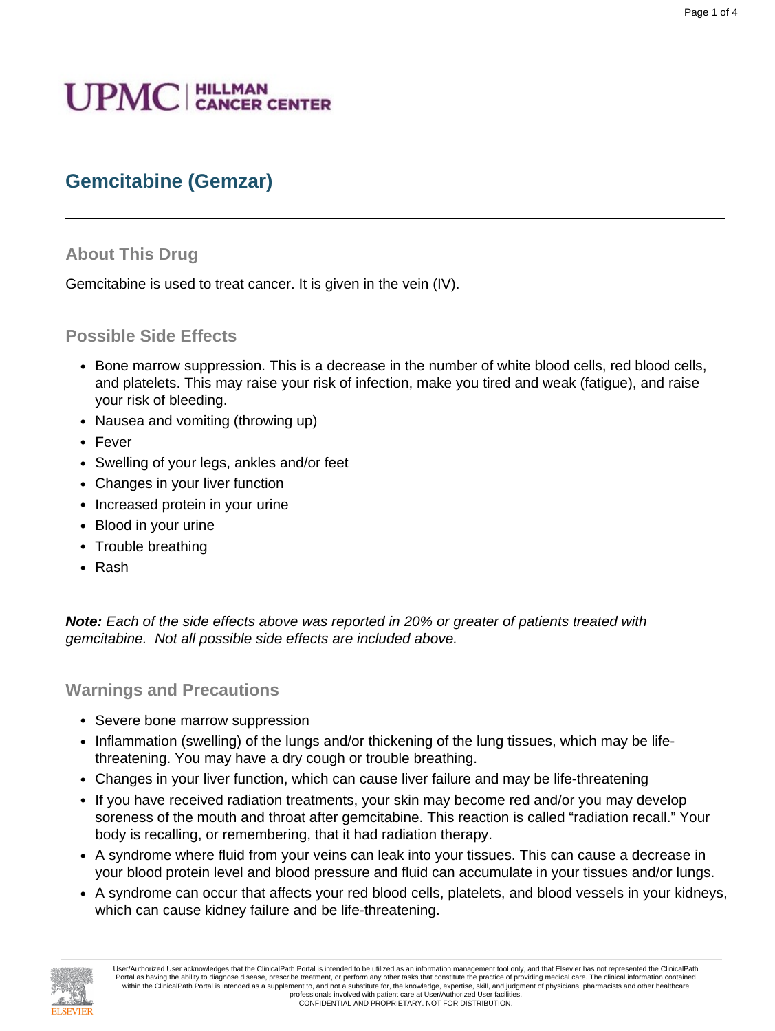UPMC | HILLMAN CANCER CENTER

# Gemcitabine (Gemzar)

## About This Drug

Gemcitabine is used to treat cancer. It is given in the vein (IV).

## Possible Side Effects

- Bone marrow suppression. This is a decrease in the number of white blood cells, red blood cells, and platelets. This may raise your risk of infection, make you tired and weak (fatigue), and raise your risk of bleeding.
- Nausea and vomiting (throwing up)
- Fever
- Swelling of your legs, ankles and/or feet
- Changes in your liver function
- Increased protein in your urine
- Blood in your urine
- Trouble breathing
- Rash

***Note:*** *Each of the side effects above was reported in 20% or greater of patients treated with gemcitabine. Not all possible side effects are included above.*

## Warnings and Precautions

- Severe bone marrow suppression
- Inflammation (swelling) of the lungs and/or thickening of the lung tissues, which may be life-threatening. You may have a dry cough or trouble breathing.
- Changes in your liver function, which can cause liver failure and may be life-threatening
- If you have received radiation treatments, your skin may become red and/or you may develop soreness of the mouth and throat after gemcitabine. This reaction is called "radiation recall." Your body is recalling, or remembering, that it had radiation therapy.
- A syndrome where fluid from your veins can leak into your tissues. This can cause a decrease in your blood protein level and blood pressure and fluid can accumulate in your tissues and/or lungs.
- A syndrome can occur that affects your red blood cells, platelets, and blood vessels in your kidneys, which can cause kidney failure and be life-threatening.

User/Authorized User acknowledges that the ClinicalPath Portal is intended to be utilized as an information management tool only, and that Elsevier has not represented the ClinicalPath Portal as having the ability to diagnose disease, prescribe treatment, or perform any other tasks that constitute the practice of providing medical care. The clinical information contained within the ClinicalPath Portal is intended as a supplement to, and not a substitute for, the knowledge, expertise, skill, and judgment of physicians, pharmacists and other healthcare professionals involved with patient care at User/Authorized User facilities.
CONFIDENTIAL AND PROPRIETARY. NOT FOR DISTRIBUTION.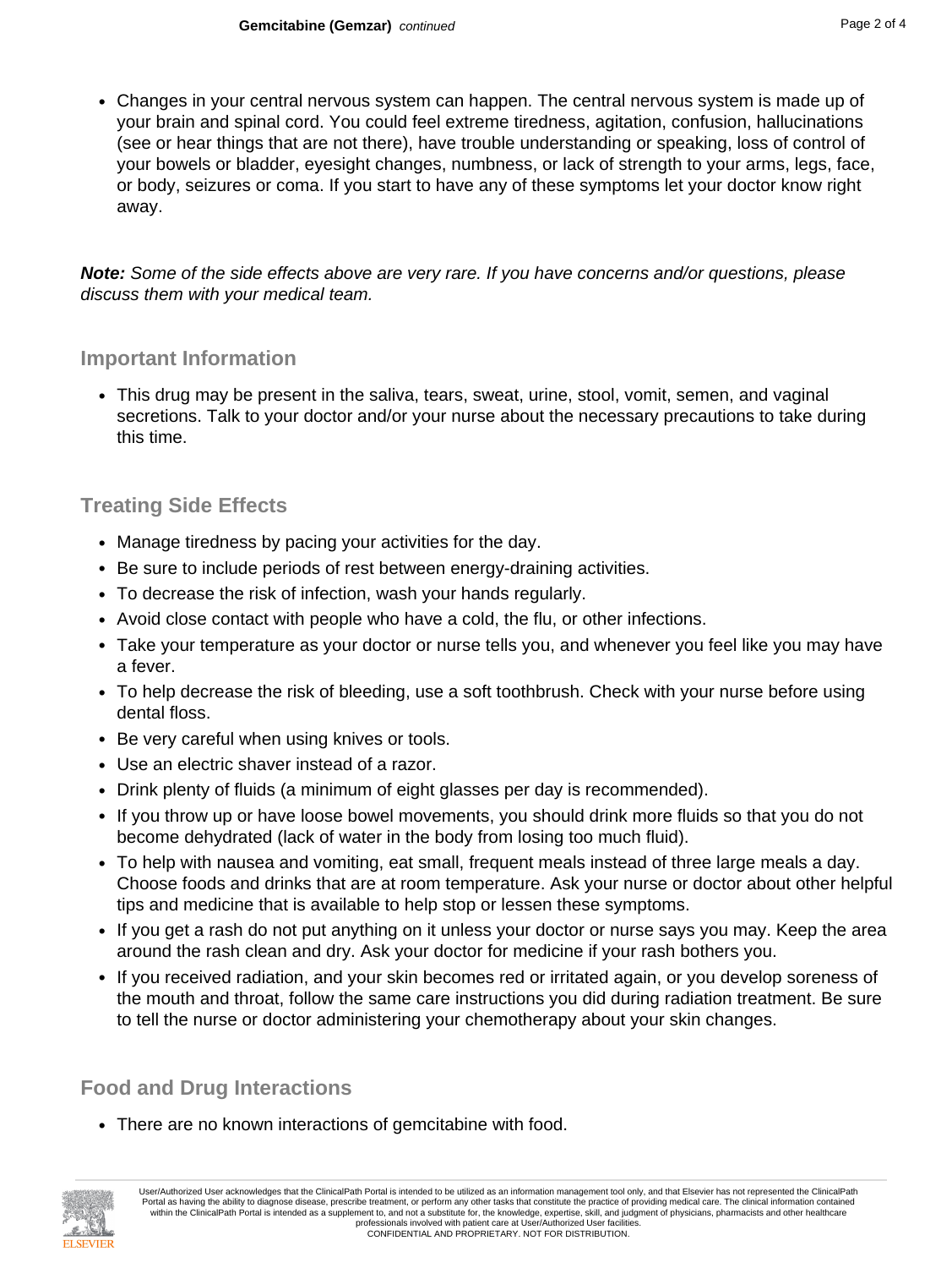- Changes in your central nervous system can happen. The central nervous system is made up of your brain and spinal cord. You could feel extreme tiredness, agitation, confusion, hallucinations (see or hear things that are not there), have trouble understanding or speaking, loss of control of your bowels or bladder, eyesight changes, numbness, or lack of strength to your arms, legs, face, or body, seizures or coma. If you start to have any of these symptoms let your doctor know right away.

***Note:*** *Some of the side effects above are very rare. If you have concerns and/or questions, please discuss them with your medical team.*

## Important Information

- This drug may be present in the saliva, tears, sweat, urine, stool, vomit, semen, and vaginal secretions. Talk to your doctor and/or your nurse about the necessary precautions to take during this time.

## Treating Side Effects

- Manage tiredness by pacing your activities for the day.
- Be sure to include periods of rest between energy-draining activities.
- To decrease the risk of infection, wash your hands regularly.
- Avoid close contact with people who have a cold, the flu, or other infections.
- Take your temperature as your doctor or nurse tells you, and whenever you feel like you may have a fever.
- To help decrease the risk of bleeding, use a soft toothbrush. Check with your nurse before using dental floss.
- Be very careful when using knives or tools.
- Use an electric shaver instead of a razor.
- Drink plenty of fluids (a minimum of eight glasses per day is recommended).
- If you throw up or have loose bowel movements, you should drink more fluids so that you do not become dehydrated (lack of water in the body from losing too much fluid).
- To help with nausea and vomiting, eat small, frequent meals instead of three large meals a day. Choose foods and drinks that are at room temperature. Ask your nurse or doctor about other helpful tips and medicine that is available to help stop or lessen these symptoms.
- If you get a rash do not put anything on it unless your doctor or nurse says you may. Keep the area around the rash clean and dry. Ask your doctor for medicine if your rash bothers you.
- If you received radiation, and your skin becomes red or irritated again, or you develop soreness of the mouth and throat, follow the same care instructions you did during radiation treatment. Be sure to tell the nurse or doctor administering your chemotherapy about your skin changes.

## Food and Drug Interactions

- There are no known interactions of gemcitabine with food.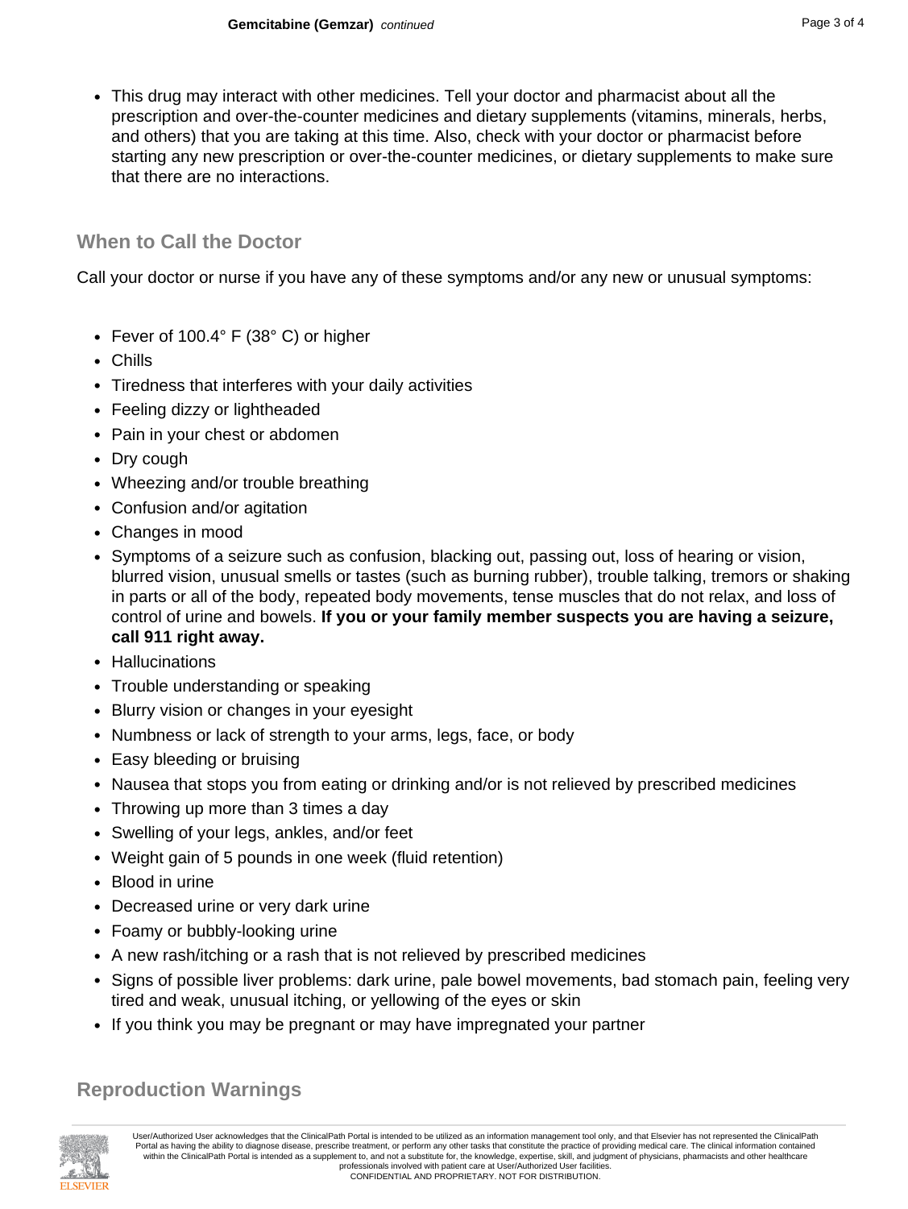- This drug may interact with other medicines. Tell your doctor and pharmacist about all the prescription and over-the-counter medicines and dietary supplements (vitamins, minerals, herbs, and others) that you are taking at this time. Also, check with your doctor or pharmacist before starting any new prescription or over-the-counter medicines, or dietary supplements to make sure that there are no interactions.

## When to Call the Doctor

Call your doctor or nurse if you have any of these symptoms and/or any new or unusual symptoms:

- Fever of 100.4° F (38° C) or higher
- Chills
- Tiredness that interferes with your daily activities
- Feeling dizzy or lightheaded
- Pain in your chest or abdomen
- Dry cough
- Wheezing and/or trouble breathing
- Confusion and/or agitation
- Changes in mood
- Symptoms of a seizure such as confusion, blacking out, passing out, loss of hearing or vision, blurred vision, unusual smells or tastes (such as burning rubber), trouble talking, tremors or shaking in parts or all of the body, repeated body movements, tense muscles that do not relax, and loss of control of urine and bowels. **If you or your family member suspects you are having a seizure, call 911 right away.**
- Hallucinations
- Trouble understanding or speaking
- Blurry vision or changes in your eyesight
- Numbness or lack of strength to your arms, legs, face, or body
- Easy bleeding or bruising
- Nausea that stops you from eating or drinking and/or is not relieved by prescribed medicines
- Throwing up more than 3 times a day
- Swelling of your legs, ankles, and/or feet
- Weight gain of 5 pounds in one week (fluid retention)
- Blood in urine
- Decreased urine or very dark urine
- Foamy or bubbly-looking urine
- A new rash/itching or a rash that is not relieved by prescribed medicines
- Signs of possible liver problems: dark urine, pale bowel movements, bad stomach pain, feeling very tired and weak, unusual itching, or yellowing of the eyes or skin
- If you think you may be pregnant or may have impregnated your partner

## Reproduction Warnings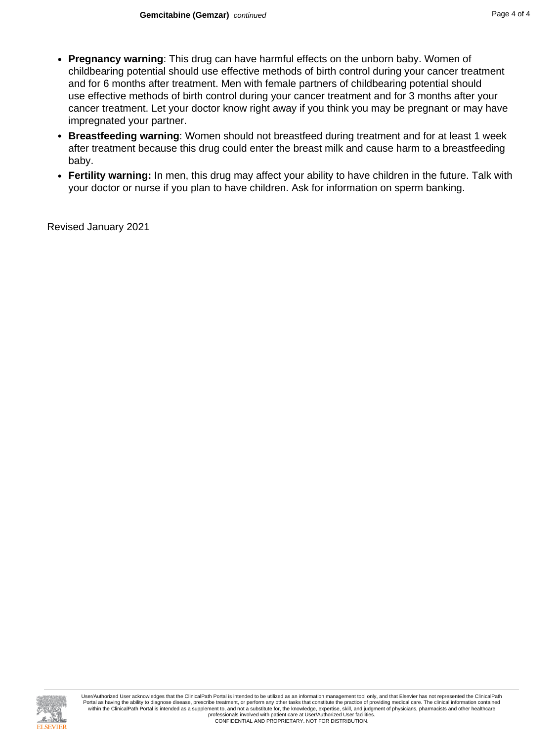- **Pregnancy warning**: This drug can have harmful effects on the unborn baby. Women of childbearing potential should use effective methods of birth control during your cancer treatment and for 6 months after treatment. Men with female partners of childbearing potential should use effective methods of birth control during your cancer treatment and for 3 months after your cancer treatment. Let your doctor know right away if you think you may be pregnant or may have impregnated your partner.
- **Breastfeeding warning**: Women should not breastfeed during treatment and for at least 1 week after treatment because this drug could enter the breast milk and cause harm to a breastfeeding baby.
- **Fertility warning:** In men, this drug may affect your ability to have children in the future. Talk with your doctor or nurse if you plan to have children. Ask for information on sperm banking.

Revised January 2021